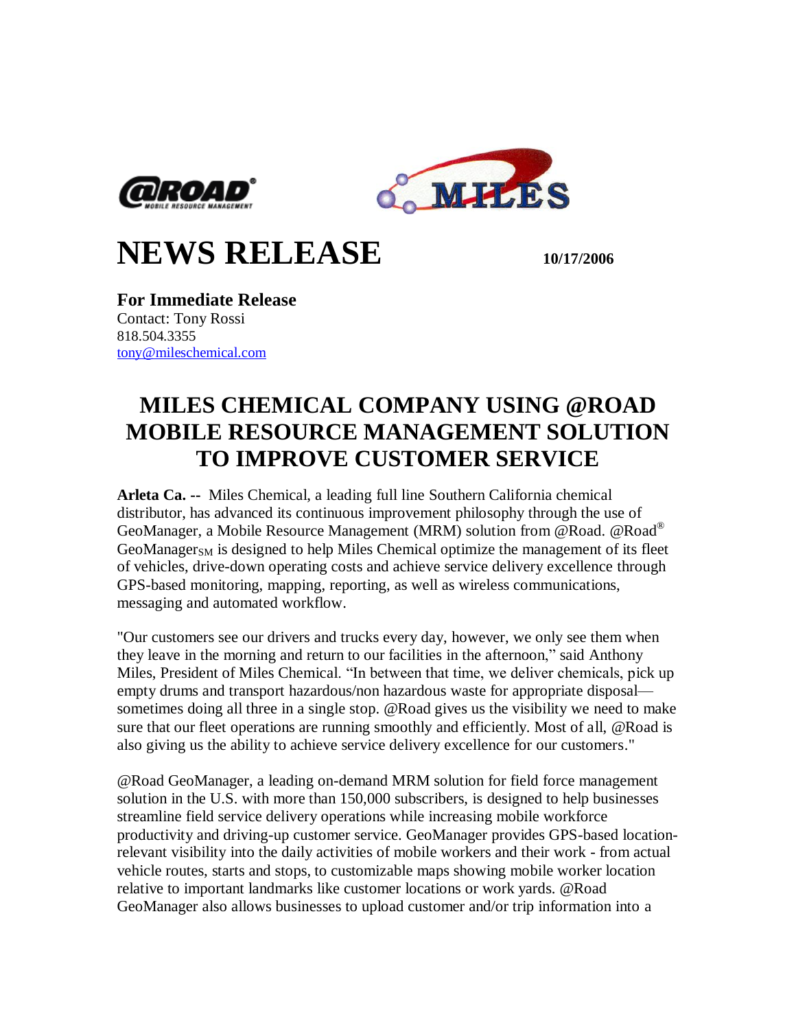# NEWS RELEASE

**10/17/2006**

**For Immediate Release**
Contact: Tony Rossi
818.504.3355
tony@mileschemical.com

## MILES CHEMICAL COMPANY USING @ROAD MOBILE RESOURCE MANAGEMENT SOLUTION TO IMPROVE CUSTOMER SERVICE

**Arleta Ca. --** Miles Chemical, a leading full line Southern California chemical distributor, has advanced its continuous improvement philosophy through the use of GeoManager, a Mobile Resource Management (MRM) solution from @Road. @Road® GeoManager$_{SM}$ is designed to help Miles Chemical optimize the management of its fleet of vehicles, drive-down operating costs and achieve service delivery excellence through GPS-based monitoring, mapping, reporting, as well as wireless communications, messaging and automated workflow.

"Our customers see our drivers and trucks every day, however, we only see them when they leave in the morning and return to our facilities in the afternoon," said Anthony Miles, President of Miles Chemical. "In between that time, we deliver chemicals, pick up empty drums and transport hazardous/non hazardous waste for appropriate disposal—sometimes doing all three in a single stop. @Road gives us the visibility we need to make sure that our fleet operations are running smoothly and efficiently. Most of all, @Road is also giving us the ability to achieve service delivery excellence for our customers."

@Road GeoManager, a leading on-demand MRM solution for field force management solution in the U.S. with more than 150,000 subscribers, is designed to help businesses streamline field service delivery operations while increasing mobile workforce productivity and driving-up customer service. GeoManager provides GPS-based location-relevant visibility into the daily activities of mobile workers and their work - from actual vehicle routes, starts and stops, to customizable maps showing mobile worker location relative to important landmarks like customer locations or work yards. @Road GeoManager also allows businesses to upload customer and/or trip information into a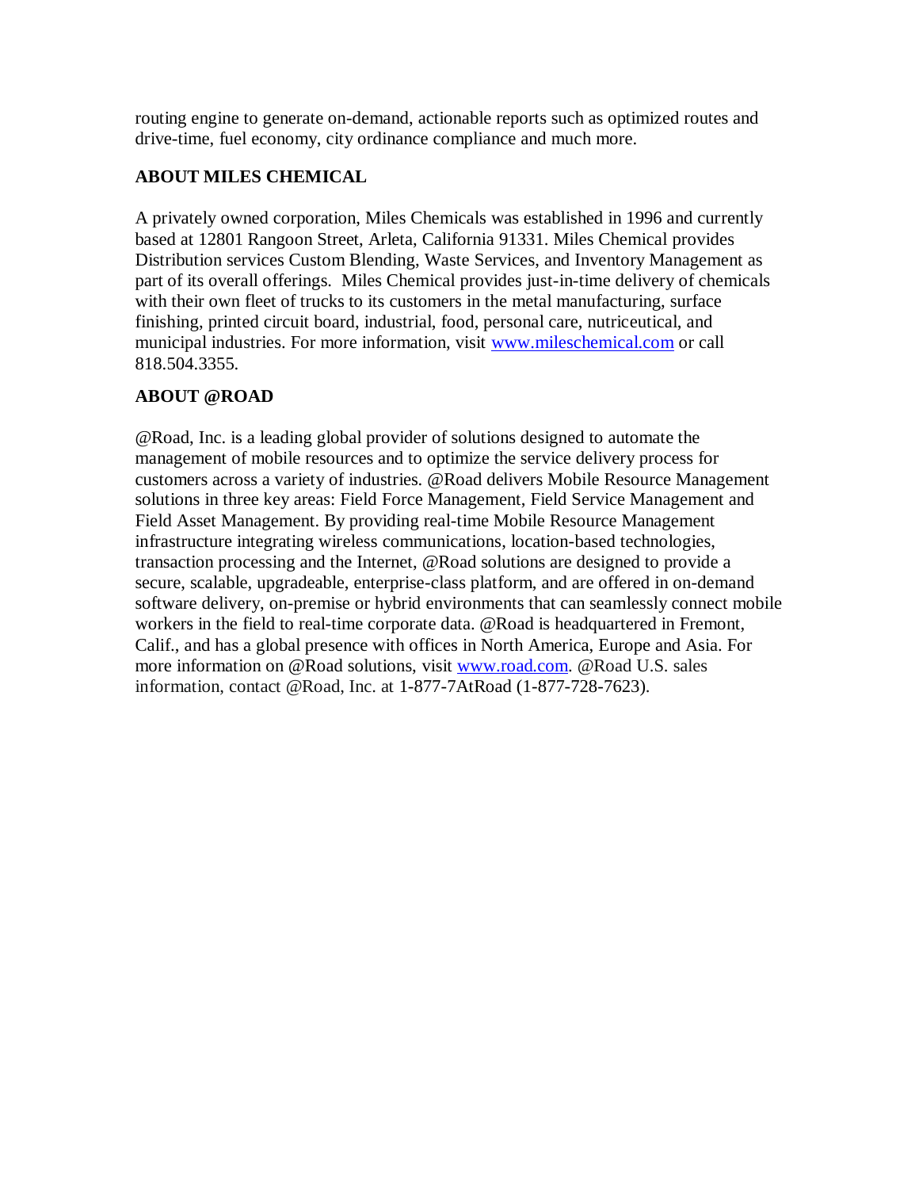routing engine to generate on-demand, actionable reports such as optimized routes and drive-time, fuel economy, city ordinance compliance and much more.

**ABOUT MILES CHEMICAL**

A privately owned corporation, Miles Chemicals was established in 1996 and currently based at 12801 Rangoon Street, Arleta, California 91331. Miles Chemical provides Distribution services Custom Blending, Waste Services, and Inventory Management as part of its overall offerings. Miles Chemical provides just-in-time delivery of chemicals with their own fleet of trucks to its customers in the metal manufacturing, surface finishing, printed circuit board, industrial, food, personal care, nutriceutical, and municipal industries. For more information, visit www.mileschemical.com or call 818.504.3355.

**ABOUT @ROAD**

@Road, Inc. is a leading global provider of solutions designed to automate the management of mobile resources and to optimize the service delivery process for customers across a variety of industries. @Road delivers Mobile Resource Management solutions in three key areas: Field Force Management, Field Service Management and Field Asset Management. By providing real-time Mobile Resource Management infrastructure integrating wireless communications, location-based technologies, transaction processing and the Internet, @Road solutions are designed to provide a secure, scalable, upgradeable, enterprise-class platform, and are offered in on-demand software delivery, on-premise or hybrid environments that can seamlessly connect mobile workers in the field to real-time corporate data. @Road is headquartered in Fremont, Calif., and has a global presence with offices in North America, Europe and Asia. For more information on @Road solutions, visit www.road.com. @Road U.S. sales information, contact @Road, Inc. at 1-877-7AtRoad (1-877-728-7623).